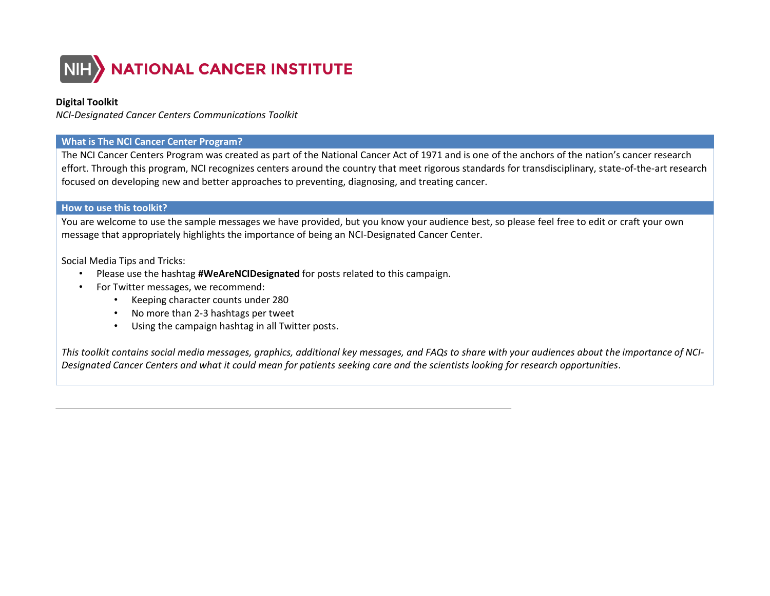NIH NATIONAL CANCER INSTITUTE

**Digital Toolkit**

*NCI-Designated Cancer Centers Communications Toolkit*

## What is The NCI Cancer Center Program?

The NCI Cancer Centers Program was created as part of the National Cancer Act of 1971 and is one of the anchors of the nation's cancer research effort. Through this program, NCI recognizes centers around the country that meet rigorous standards for transdisciplinary, state-of-the-art research focused on developing new and better approaches to preventing, diagnosing, and treating cancer.

## How to use this toolkit?

You are welcome to use the sample messages we have provided, but you know your audience best, so please feel free to edit or craft your own message that appropriately highlights the importance of being an NCI-Designated Cancer Center.

Social Media Tips and Tricks:

- Please use the hashtag **#WeAreNCIDesignated** for posts related to this campaign.
- For Twitter messages, we recommend:
  - Keeping character counts under 280
  - No more than 2-3 hashtags per tweet
  - Using the campaign hashtag in all Twitter posts.

*This toolkit contains social media messages, graphics, additional key messages, and FAQs to share with your audiences about the importance of NCI-Designated Cancer Centers and what it could mean for patients seeking care and the scientists looking for research opportunities*.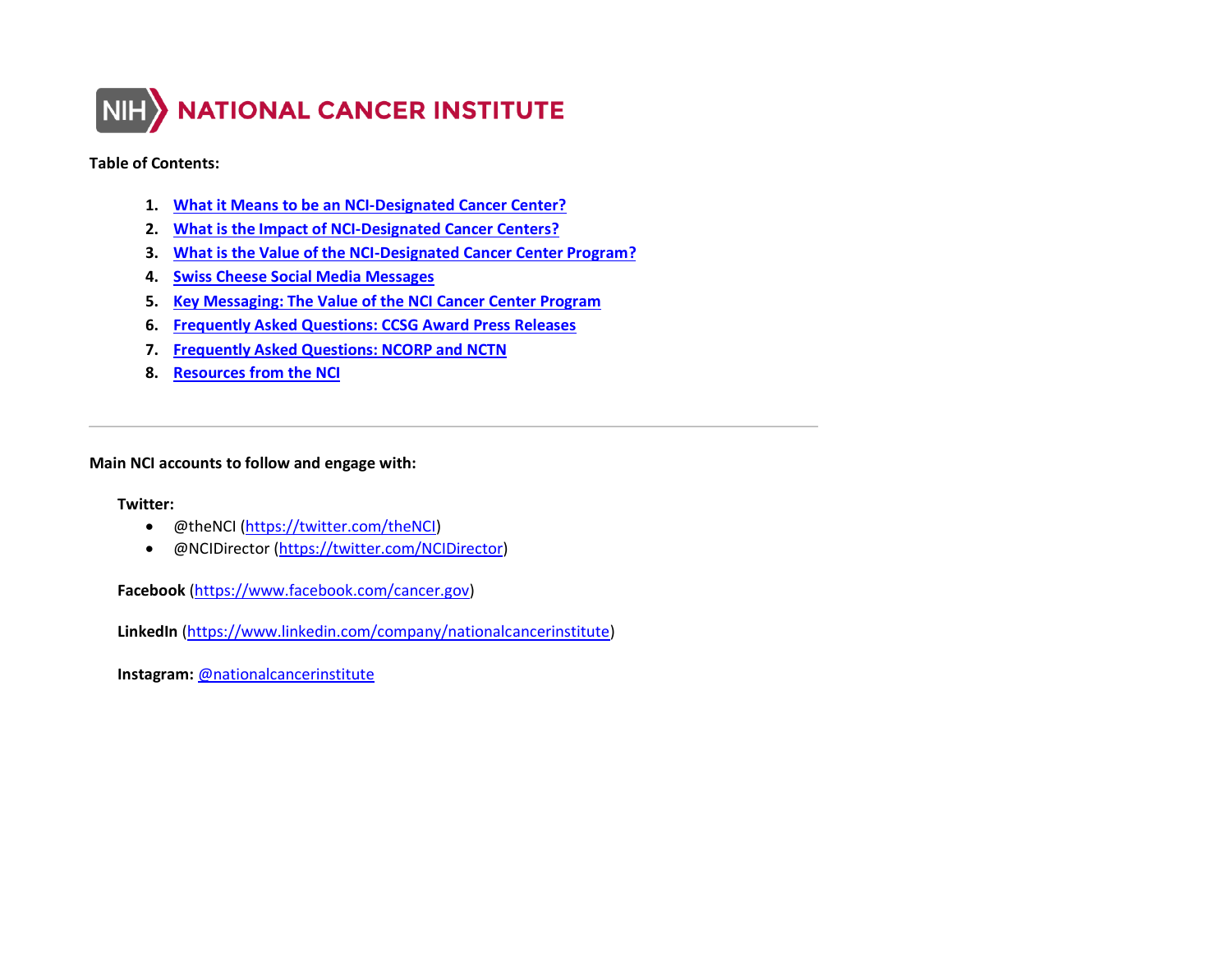NIH NATIONAL CANCER INSTITUTE

**Table of Contents:**

1. **What it Means to be an NCI-Designated Cancer Center?**
2. **What is the Impact of NCI-Designated Cancer Centers?**
3. **What is the Value of the NCI-Designated Cancer Center Program?**
4. **Swiss Cheese Social Media Messages**
5. **Key Messaging: The Value of the NCI Cancer Center Program**
6. **Frequently Asked Questions: CCSG Award Press Releases**
7. **Frequently Asked Questions: NCORP and NCTN**
8. **Resources from the NCI**

---

**Main NCI accounts to follow and engage with:**

**Twitter:**

- @theNCI (https://twitter.com/theNCI)
- @NCIDirector (https://twitter.com/NCIDirector)

**Facebook** (https://www.facebook.com/cancer.gov)

**LinkedIn** (https://www.linkedin.com/company/nationalcancerinstitute)

**Instagram:** @nationalcancerinstitute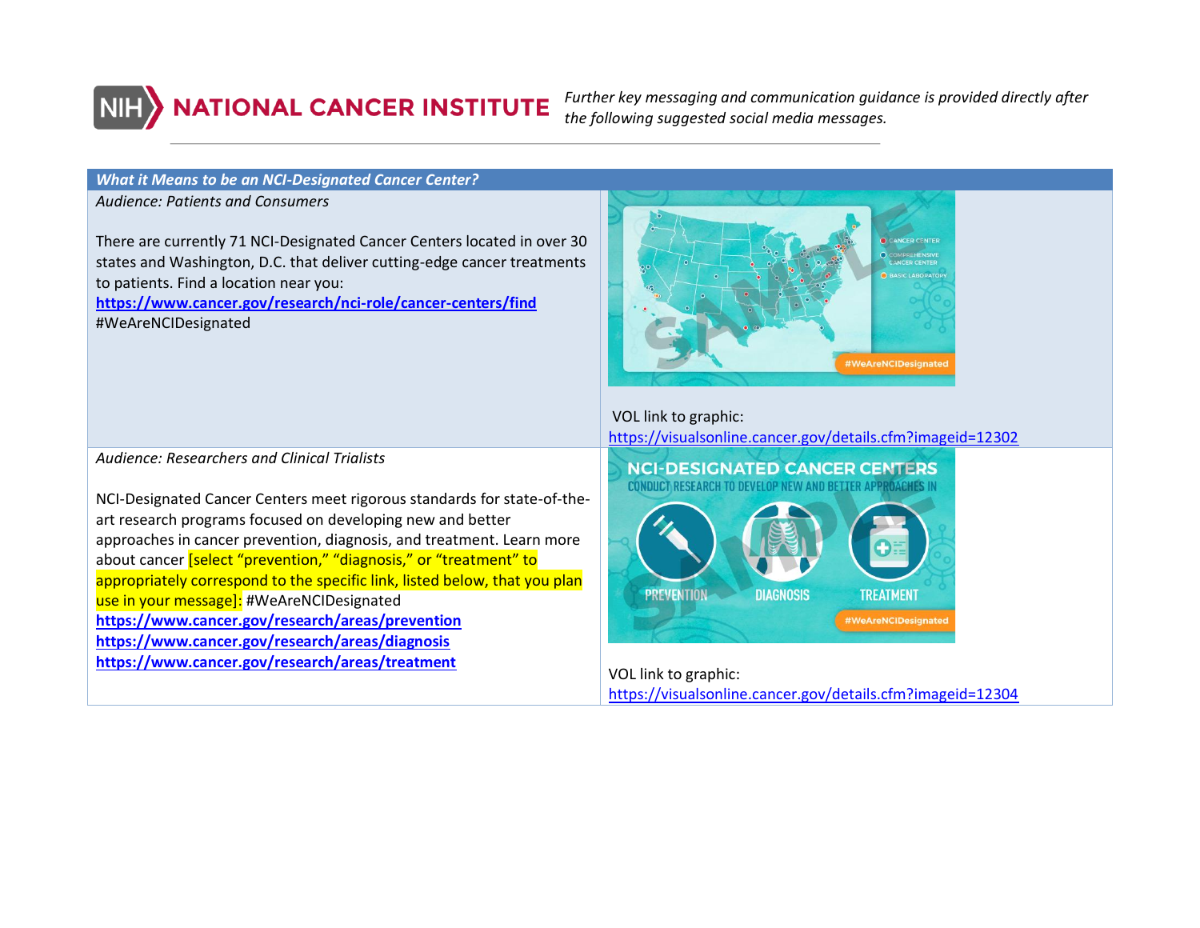NATIONAL CANCER INSTITUTE

*Further key messaging and communication guidance is provided directly after the following suggested social media messages.*

| ***What it Means to be an NCI-Designated Cancer Center?*** | |
| --- | --- |
| *Audience: Patients and Consumers*<br><br>There are currently 71 NCI-Designated Cancer Centers located in over 30 states and Washington, D.C. that deliver cutting-edge cancer treatments to patients. Find a location near you: **https://www.cancer.gov/research/nci-role/cancer-centers/find** #WeAreNCIDesignated | VOL link to graphic: https://visualsonline.cancer.gov/details.cfm?imageid=12302 |
| *Audience: Researchers and Clinical Trialists*<br><br>NCI-Designated Cancer Centers meet rigorous standards for state-of-the-art research programs focused on developing new and better approaches in cancer prevention, diagnosis, and treatment. Learn more about cancer [select “prevention,” “diagnosis,” or “treatment” to appropriately correspond to the specific link, listed below, that you plan use in your message]: #WeAreNCIDesignated<br>**https://www.cancer.gov/research/areas/prevention**<br>**https://www.cancer.gov/research/areas/diagnosis**<br>**https://www.cancer.gov/research/areas/treatment** | VOL link to graphic: https://visualsonline.cancer.gov/details.cfm?imageid=12304 |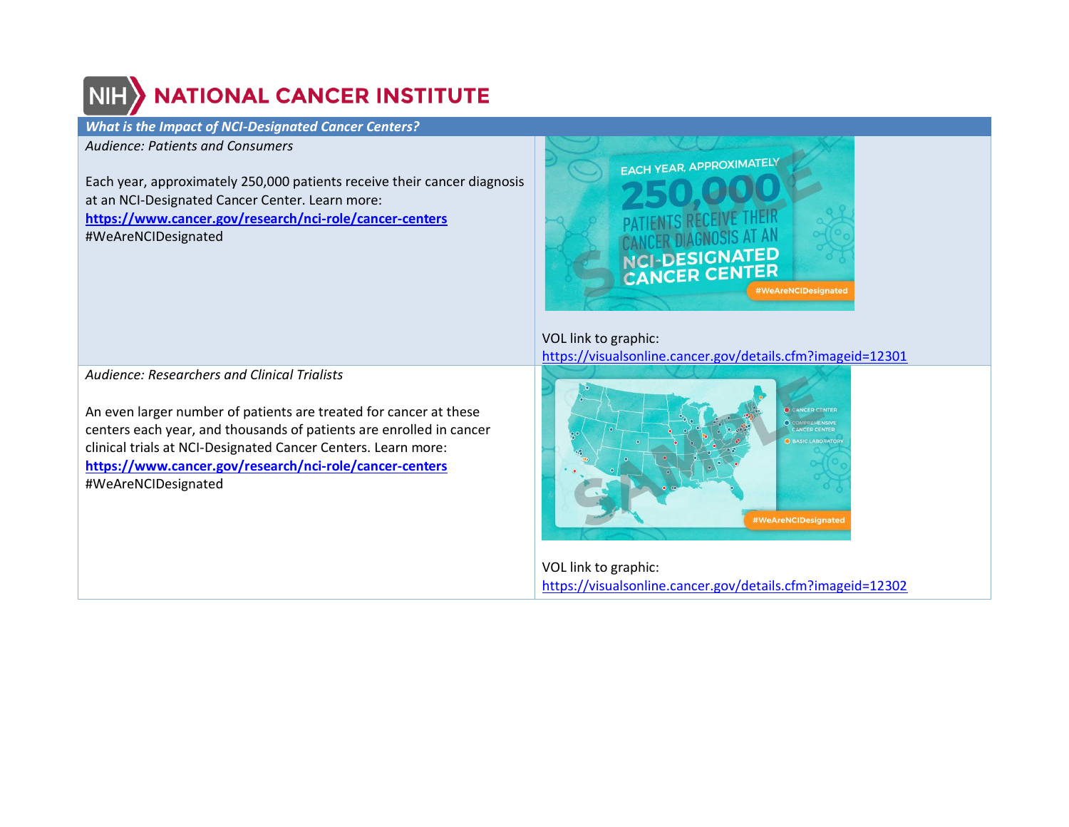# NATIONAL CANCER INSTITUTE

| *What is the Impact of NCI-Designated Cancer Centers?* | |
|---|---|
| *Audience: Patients and Consumers*<br><br>Each year, approximately 250,000 patients receive their cancer diagnosis at an NCI-Designated Cancer Center. Learn more: **https://www.cancer.gov/research/nci-role/cancer-centers** #WeAreNCIDesignated | VOL link to graphic: https://visualsonline.cancer.gov/details.cfm?imageid=12301 |
| *Audience: Researchers and Clinical Trialists*<br><br>An even larger number of patients are treated for cancer at these centers each year, and thousands of patients are enrolled in cancer clinical trials at NCI-Designated Cancer Centers. Learn more: **https://www.cancer.gov/research/nci-role/cancer-centers** #WeAreNCIDesignated | VOL link to graphic: https://visualsonline.cancer.gov/details.cfm?imageid=12302 |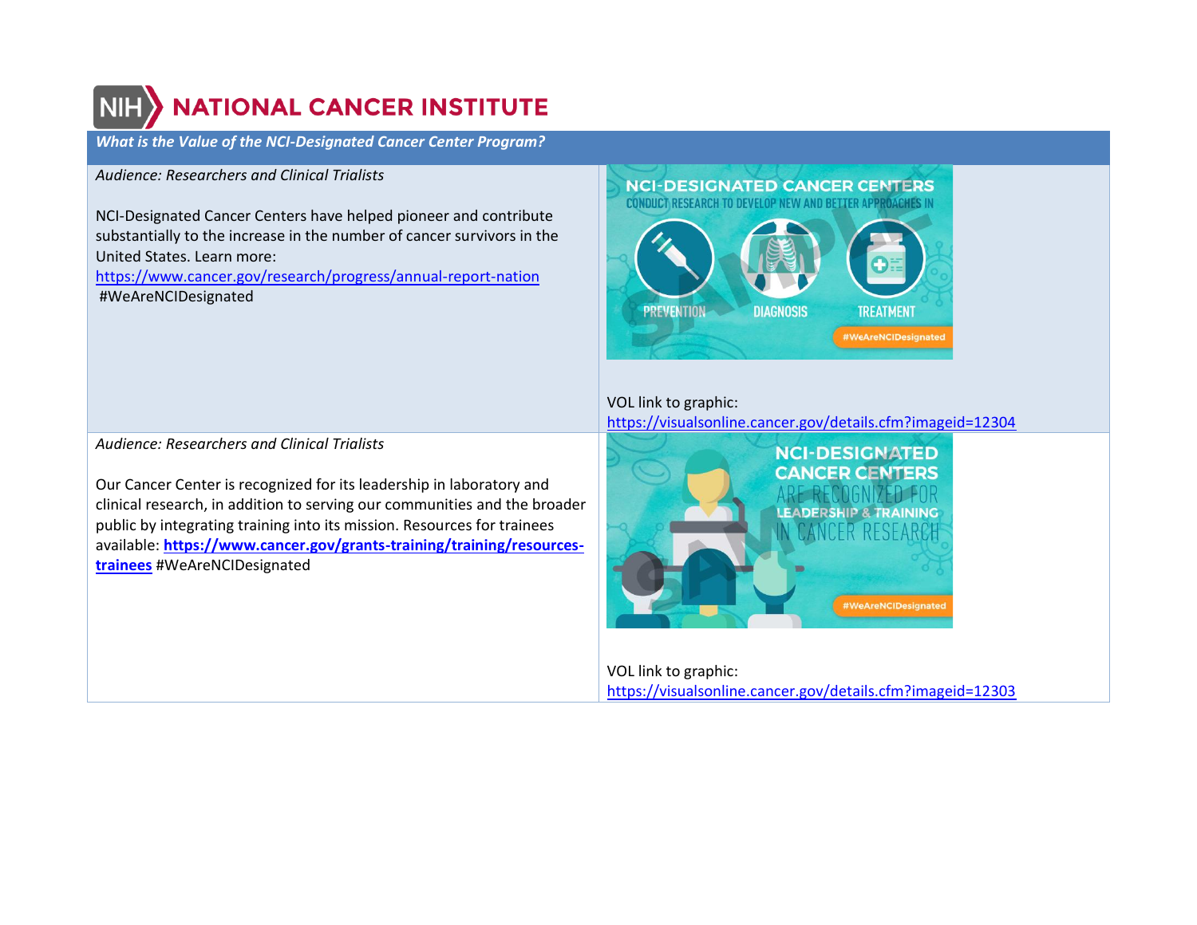NIH NATIONAL CANCER INSTITUTE

| *What is the Value of the NCI-Designated Cancer Center Program?* | |
|---|---|
| *Audience: Researchers and Clinical Trialists*<br><br>NCI-Designated Cancer Centers have helped pioneer and contribute substantially to the increase in the number of cancer survivors in the United States. Learn more: https://www.cancer.gov/research/progress/annual-report-nation #WeAreNCIDesignated | NCI-DESIGNATED CANCER CENTERS CONDUCT RESEARCH TO DEVELOP NEW AND BETTER APPROACHES IN PREVENTION DIAGNOSIS TREATMENT #WeAreNCIDesignated<br><br>VOL link to graphic: https://visualsonline.cancer.gov/details.cfm?imageid=12304 |
| *Audience: Researchers and Clinical Trialists*<br><br>Our Cancer Center is recognized for its leadership in laboratory and clinical research, in addition to serving our communities and the broader public by integrating training into its mission. Resources for trainees available: **https://www.cancer.gov/grants-training/training/resources-trainees** #WeAreNCIDesignated | NCI-DESIGNATED CANCER CENTERS ARE RECOGNIZED FOR LEADERSHIP & TRAINING IN CANCER RESEARCH #WeAreNCIDesignated<br><br>VOL link to graphic: https://visualsonline.cancer.gov/details.cfm?imageid=12303 |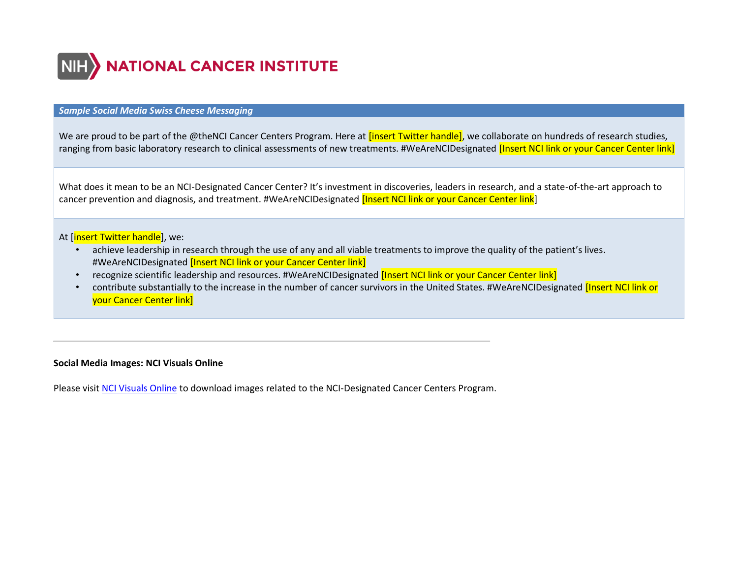# NIH NATIONAL CANCER INSTITUTE

| *Sample Social Media Swiss Cheese Messaging* |
| --- |
| We are proud to be part of the @theNCI Cancer Centers Program. Here at [insert Twitter handle], we collaborate on hundreds of research studies, ranging from basic laboratory research to clinical assessments of new treatments. #WeAreNCIDesignated [Insert NCI link or your Cancer Center link] |
| What does it mean to be an NCI-Designated Cancer Center? It's investment in discoveries, leaders in research, and a state-of-the-art approach to cancer prevention and diagnosis, and treatment. #WeAreNCIDesignated [Insert NCI link or your Cancer Center link] |
| At [insert Twitter handle], we:<br>• achieve leadership in research through the use of any and all viable treatments to improve the quality of the patient's lives. #WeAreNCIDesignated [Insert NCI link or your Cancer Center link]<br>• recognize scientific leadership and resources. #WeAreNCIDesignated [Insert NCI link or your Cancer Center link]<br>• contribute substantially to the increase in the number of cancer survivors in the United States. #WeAreNCIDesignated [Insert NCI link or your Cancer Center link] |

---

**Social Media Images: NCI Visuals Online**

Please visit NCI Visuals Online to download images related to the NCI-Designated Cancer Centers Program.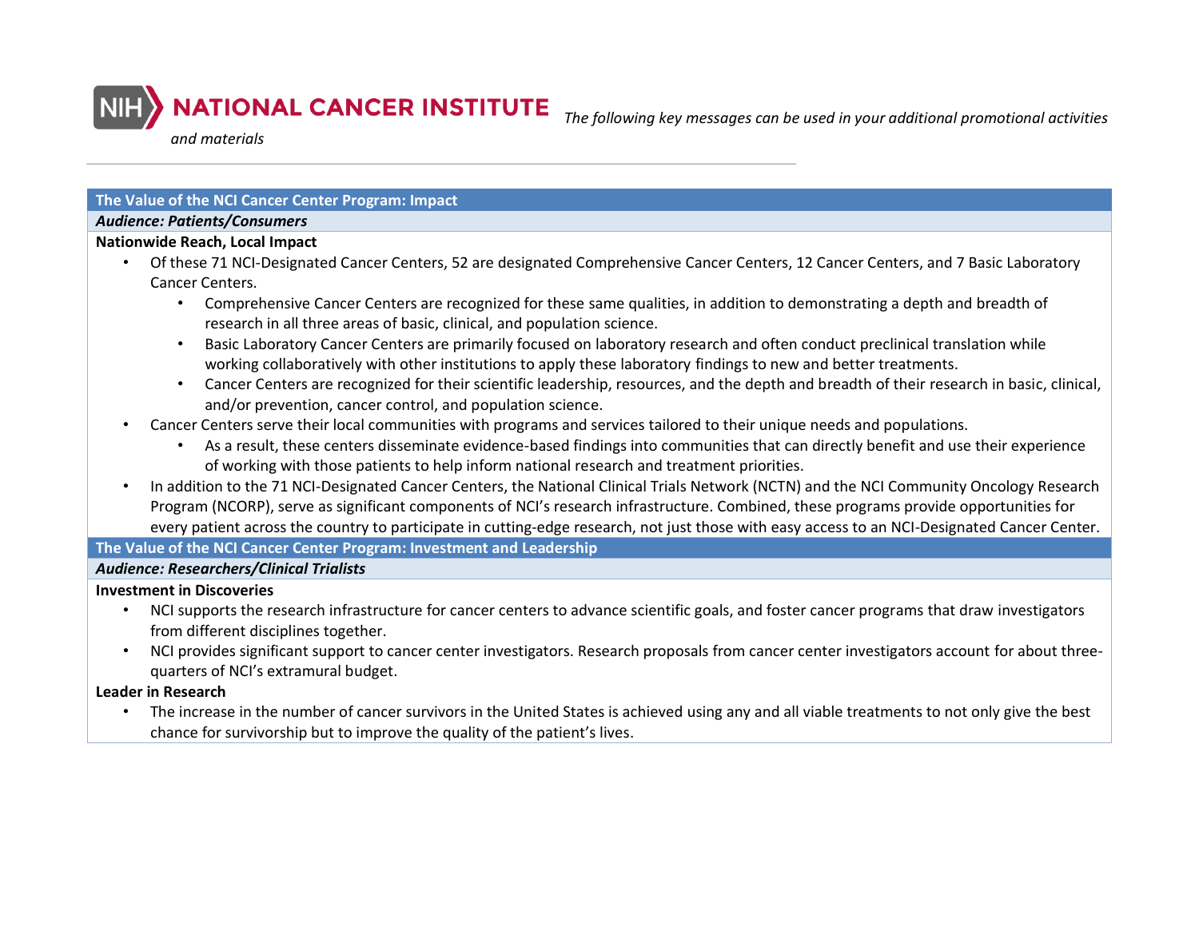NIH NATIONAL CANCER INSTITUTE *The following key messages can be used in your additional promotional activities and materials*

## The Value of the NCI Cancer Center Program: Impact

***Audience: Patients/Consumers***

**Nationwide Reach, Local Impact**

- Of these 71 NCI-Designated Cancer Centers, 52 are designated Comprehensive Cancer Centers, 12 Cancer Centers, and 7 Basic Laboratory Cancer Centers.
  - Comprehensive Cancer Centers are recognized for these same qualities, in addition to demonstrating a depth and breadth of research in all three areas of basic, clinical, and population science.
  - Basic Laboratory Cancer Centers are primarily focused on laboratory research and often conduct preclinical translation while working collaboratively with other institutions to apply these laboratory findings to new and better treatments.
  - Cancer Centers are recognized for their scientific leadership, resources, and the depth and breadth of their research in basic, clinical, and/or prevention, cancer control, and population science.
- Cancer Centers serve their local communities with programs and services tailored to their unique needs and populations.
  - As a result, these centers disseminate evidence-based findings into communities that can directly benefit and use their experience of working with those patients to help inform national research and treatment priorities.
- In addition to the 71 NCI-Designated Cancer Centers, the National Clinical Trials Network (NCTN) and the NCI Community Oncology Research Program (NCORP), serve as significant components of NCI's research infrastructure. Combined, these programs provide opportunities for every patient across the country to participate in cutting-edge research, not just those with easy access to an NCI-Designated Cancer Center.

## The Value of the NCI Cancer Center Program: Investment and Leadership

***Audience: Researchers/Clinical Trialists***

**Investment in Discoveries**

- NCI supports the research infrastructure for cancer centers to advance scientific goals, and foster cancer programs that draw investigators from different disciplines together.
- NCI provides significant support to cancer center investigators. Research proposals from cancer center investigators account for about three-quarters of NCI's extramural budget.

**Leader in Research**

- The increase in the number of cancer survivors in the United States is achieved using any and all viable treatments to not only give the best chance for survivorship but to improve the quality of the patient's lives.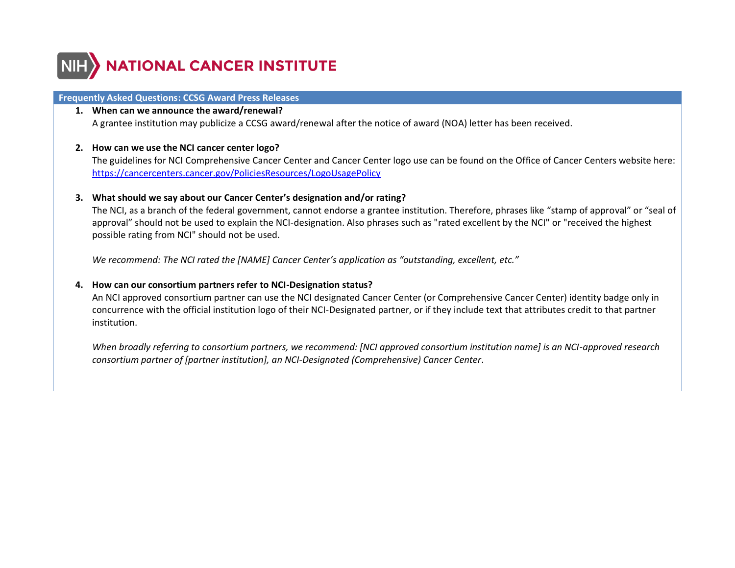# NATIONAL CANCER INSTITUTE

## Frequently Asked Questions: CCSG Award Press Releases

1. **When can we announce the award/renewal?**
   A grantee institution may publicize a CCSG award/renewal after the notice of award (NOA) letter has been received.

2. **How can we use the NCI cancer center logo?**
   The guidelines for NCI Comprehensive Cancer Center and Cancer Center logo use can be found on the Office of Cancer Centers website here: https://cancercenters.cancer.gov/PoliciesResources/LogoUsagePolicy

3. **What should we say about our Cancer Center's designation and/or rating?**
   The NCI, as a branch of the federal government, cannot endorse a grantee institution. Therefore, phrases like "stamp of approval" or "seal of approval" should not be used to explain the NCI-designation. Also phrases such as "rated excellent by the NCI" or "received the highest possible rating from NCI" should not be used.

   *We recommend: The NCI rated the [NAME] Cancer Center's application as "outstanding, excellent, etc."*

4. **How can our consortium partners refer to NCI-Designation status?**
   An NCI approved consortium partner can use the NCI designated Cancer Center (or Comprehensive Cancer Center) identity badge only in concurrence with the official institution logo of their NCI-Designated partner, or if they include text that attributes credit to that partner institution.

   *When broadly referring to consortium partners, we recommend: [NCI approved consortium institution name] is an NCI-approved research consortium partner of [partner institution], an NCI-Designated (Comprehensive) Cancer Center*.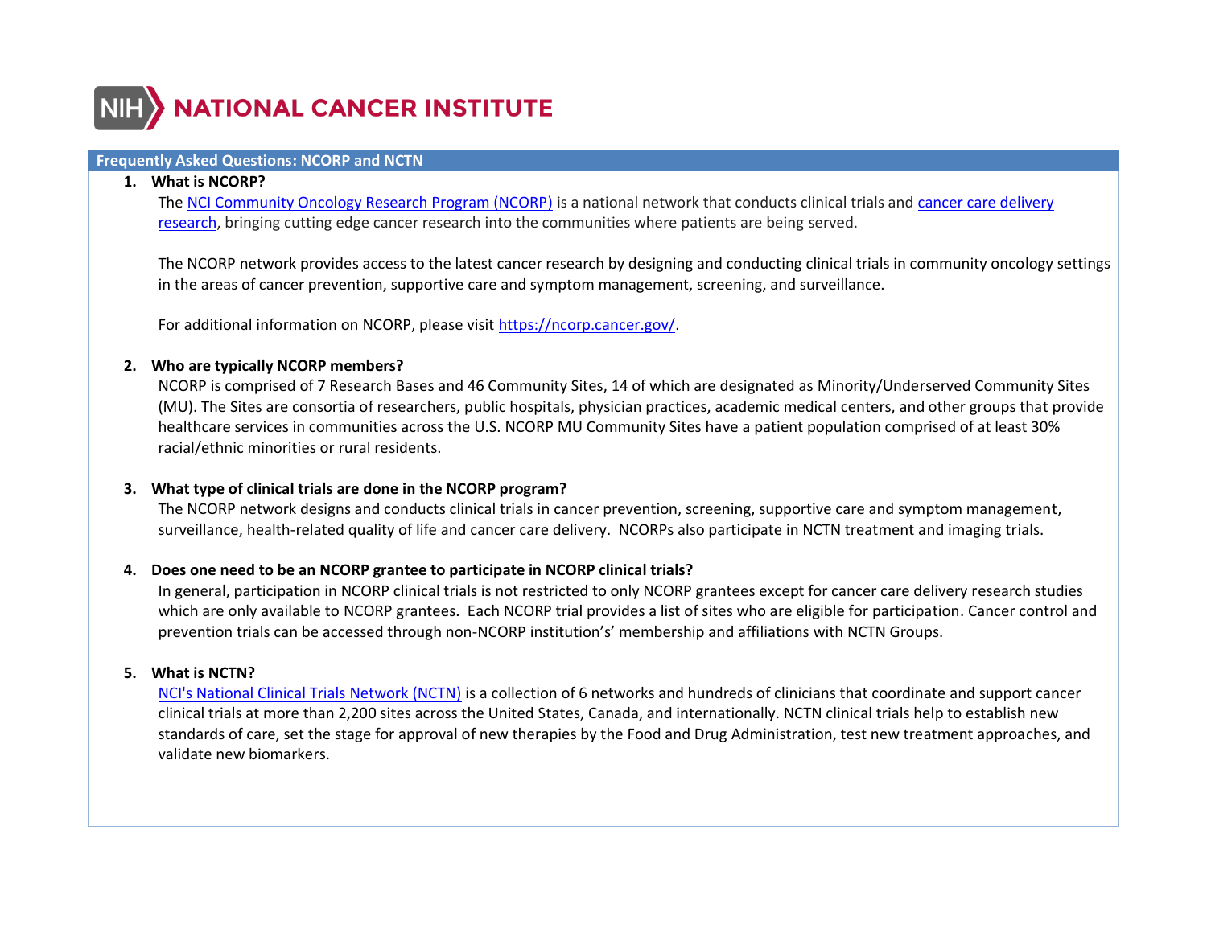# NIH NATIONAL CANCER INSTITUTE

## Frequently Asked Questions: NCORP and NCTN

1. **What is NCORP?**

   The [NCI Community Oncology Research Program (NCORP)] is a national network that conducts clinical trials and [cancer care delivery research], bringing cutting edge cancer research into the communities where patients are being served.

   The NCORP network provides access to the latest cancer research by designing and conducting clinical trials in community oncology settings in the areas of cancer prevention, supportive care and symptom management, screening, and surveillance.

   For additional information on NCORP, please visit https://ncorp.cancer.gov/.

2. **Who are typically NCORP members?**

   NCORP is comprised of 7 Research Bases and 46 Community Sites, 14 of which are designated as Minority/Underserved Community Sites (MU). The Sites are consortia of researchers, public hospitals, physician practices, academic medical centers, and other groups that provide healthcare services in communities across the U.S. NCORP MU Community Sites have a patient population comprised of at least 30% racial/ethnic minorities or rural residents.

3. **What type of clinical trials are done in the NCORP program?**

   The NCORP network designs and conducts clinical trials in cancer prevention, screening, supportive care and symptom management, surveillance, health-related quality of life and cancer care delivery. NCORPs also participate in NCTN treatment and imaging trials.

4. **Does one need to be an NCORP grantee to participate in NCORP clinical trials?**

   In general, participation in NCORP clinical trials is not restricted to only NCORP grantees except for cancer care delivery research studies which are only available to NCORP grantees. Each NCORP trial provides a list of sites who are eligible for participation. Cancer control and prevention trials can be accessed through non-NCORP institution's' membership and affiliations with NCTN Groups.

5. **What is NCTN?**

   [NCI's National Clinical Trials Network (NCTN)] is a collection of 6 networks and hundreds of clinicians that coordinate and support cancer clinical trials at more than 2,200 sites across the United States, Canada, and internationally. NCTN clinical trials help to establish new standards of care, set the stage for approval of new therapies by the Food and Drug Administration, test new treatment approaches, and validate new biomarkers.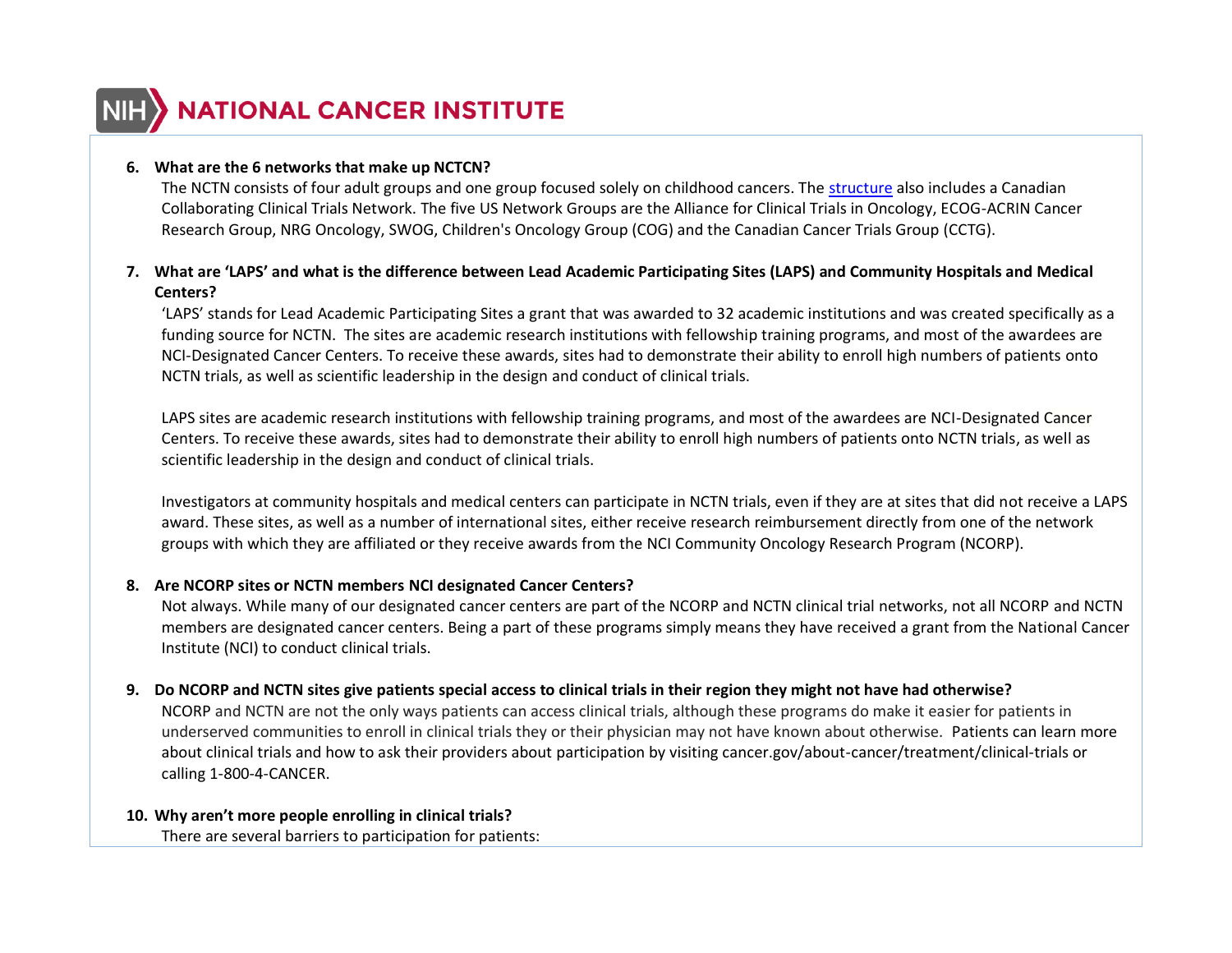6. **What are the 6 networks that make up NCTCN?**
   The NCTN consists of four adult groups and one group focused solely on childhood cancers. The structure also includes a Canadian Collaborating Clinical Trials Network. The five US Network Groups are the Alliance for Clinical Trials in Oncology, ECOG-ACRIN Cancer Research Group, NRG Oncology, SWOG, Children's Oncology Group (COG) and the Canadian Cancer Trials Group (CCTG).

7. **What are 'LAPS' and what is the difference between Lead Academic Participating Sites (LAPS) and Community Hospitals and Medical Centers?**
   'LAPS' stands for Lead Academic Participating Sites a grant that was awarded to 32 academic institutions and was created specifically as a funding source for NCTN. The sites are academic research institutions with fellowship training programs, and most of the awardees are NCI-Designated Cancer Centers. To receive these awards, sites had to demonstrate their ability to enroll high numbers of patients onto NCTN trials, as well as scientific leadership in the design and conduct of clinical trials.

   LAPS sites are academic research institutions with fellowship training programs, and most of the awardees are NCI-Designated Cancer Centers. To receive these awards, sites had to demonstrate their ability to enroll high numbers of patients onto NCTN trials, as well as scientific leadership in the design and conduct of clinical trials.

   Investigators at community hospitals and medical centers can participate in NCTN trials, even if they are at sites that did not receive a LAPS award. These sites, as well as a number of international sites, either receive research reimbursement directly from one of the network groups with which they are affiliated or they receive awards from the NCI Community Oncology Research Program (NCORP).

8. **Are NCORP sites or NCTN members NCI designated Cancer Centers?**
   Not always. While many of our designated cancer centers are part of the NCORP and NCTN clinical trial networks, not all NCORP and NCTN members are designated cancer centers. Being a part of these programs simply means they have received a grant from the National Cancer Institute (NCI) to conduct clinical trials.

9. **Do NCORP and NCTN sites give patients special access to clinical trials in their region they might not have had otherwise?**
   NCORP and NCTN are not the only ways patients can access clinical trials, although these programs do make it easier for patients in underserved communities to enroll in clinical trials they or their physician may not have known about otherwise. Patients can learn more about clinical trials and how to ask their providers about participation by visiting cancer.gov/about-cancer/treatment/clinical-trials or calling 1-800-4-CANCER.

10. **Why aren't more people enrolling in clinical trials?**
    There are several barriers to participation for patients: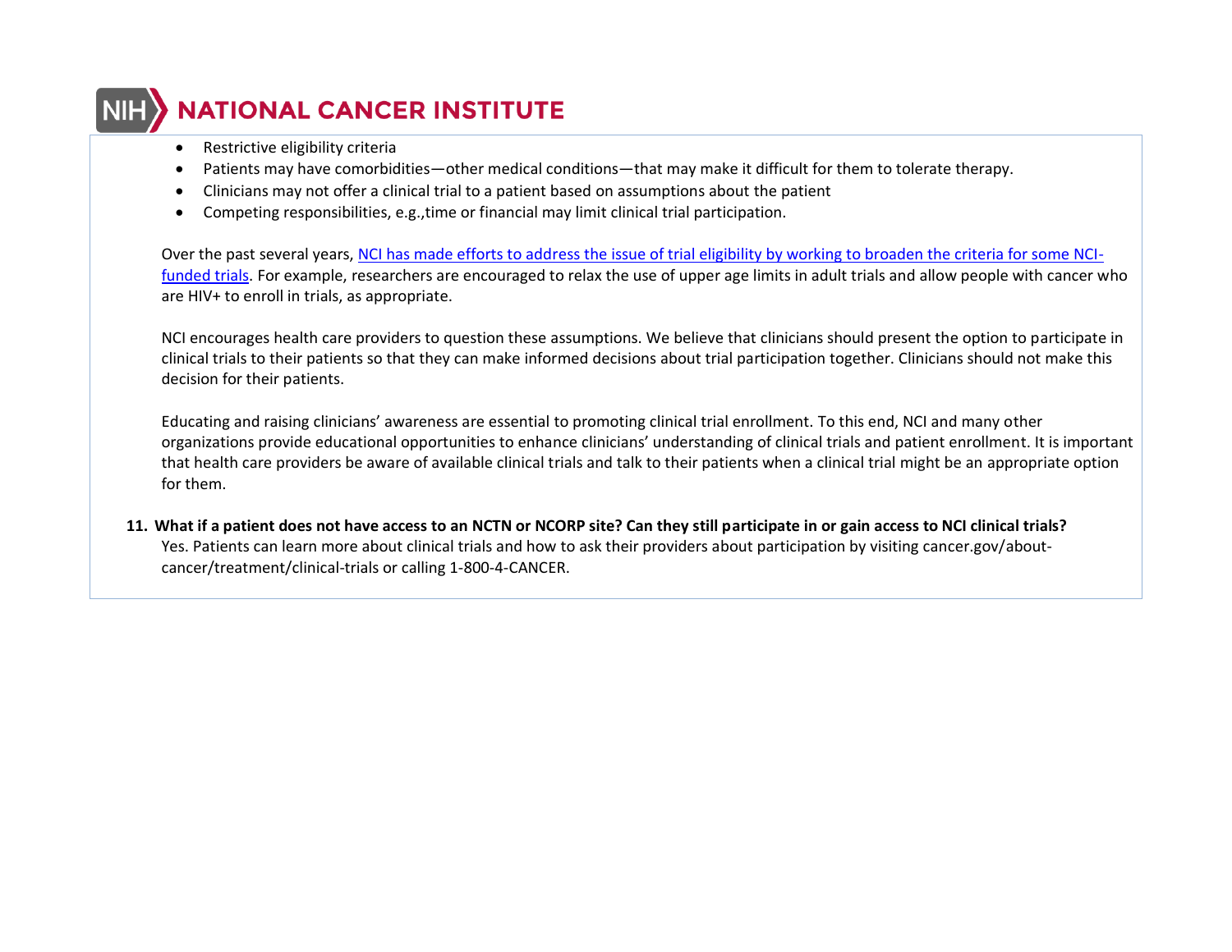- Restrictive eligibility criteria
- Patients may have comorbidities—other medical conditions—that may make it difficult for them to tolerate therapy.
- Clinicians may not offer a clinical trial to a patient based on assumptions about the patient
- Competing responsibilities, e.g.,time or financial may limit clinical trial participation.

Over the past several years, NCI has made efforts to address the issue of trial eligibility by working to broaden the criteria for some NCI-funded trials. For example, researchers are encouraged to relax the use of upper age limits in adult trials and allow people with cancer who are HIV+ to enroll in trials, as appropriate.

NCI encourages health care providers to question these assumptions. We believe that clinicians should present the option to participate in clinical trials to their patients so that they can make informed decisions about trial participation together. Clinicians should not make this decision for their patients.

Educating and raising clinicians' awareness are essential to promoting clinical trial enrollment. To this end, NCI and many other organizations provide educational opportunities to enhance clinicians' understanding of clinical trials and patient enrollment. It is important that health care providers be aware of available clinical trials and talk to their patients when a clinical trial might be an appropriate option for them.

**11. What if a patient does not have access to an NCTN or NCORP site? Can they still participate in or gain access to NCI clinical trials?**

Yes. Patients can learn more about clinical trials and how to ask their providers about participation by visiting cancer.gov/about-cancer/treatment/clinical-trials or calling 1-800-4-CANCER.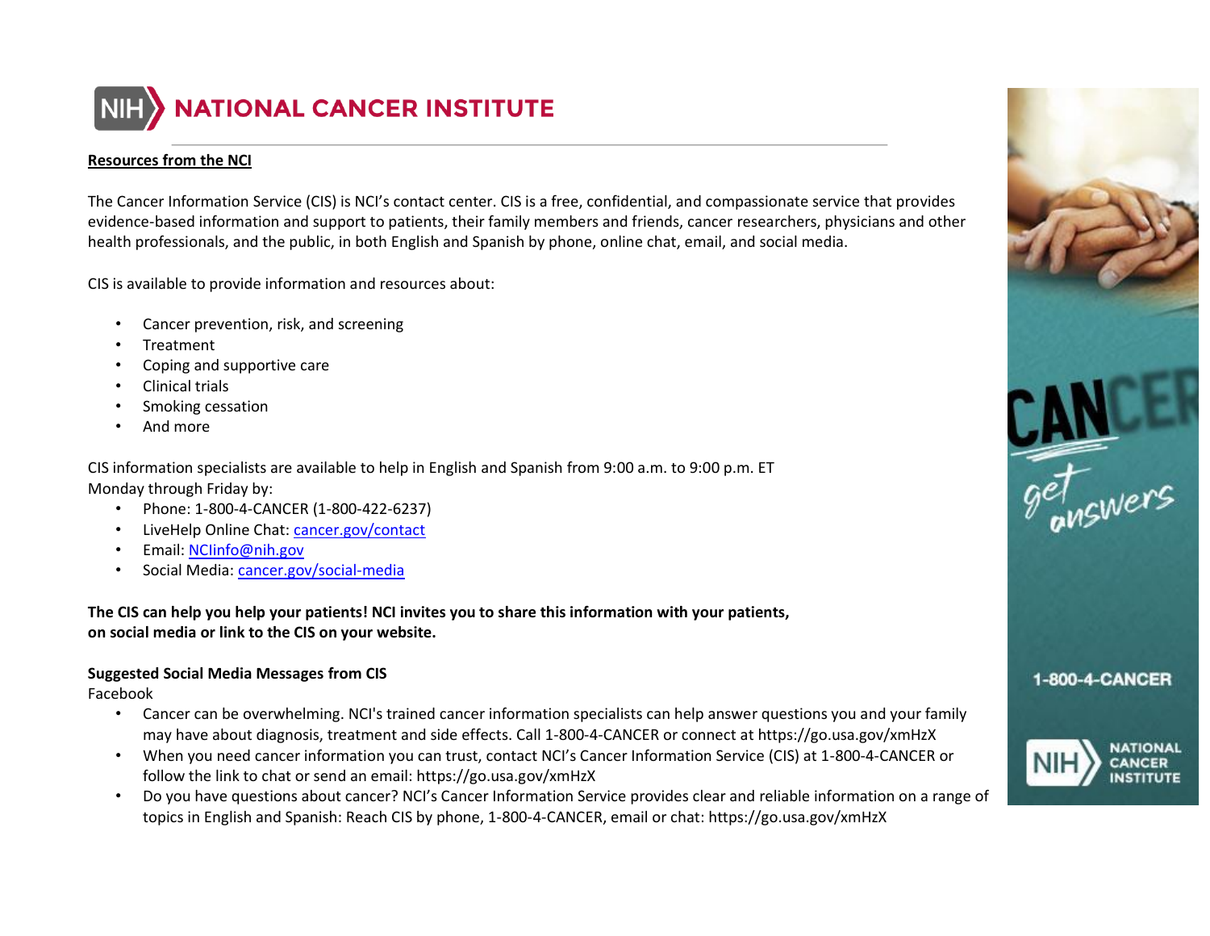# NATIONAL CANCER INSTITUTE

**Resources from the NCI**

The Cancer Information Service (CIS) is NCI's contact center. CIS is a free, confidential, and compassionate service that provides evidence-based information and support to patients, their family members and friends, cancer researchers, physicians and other health professionals, and the public, in both English and Spanish by phone, online chat, email, and social media.

CIS is available to provide information and resources about:

- Cancer prevention, risk, and screening
- Treatment
- Coping and supportive care
- Clinical trials
- Smoking cessation
- And more

CIS information specialists are available to help in English and Spanish from 9:00 a.m. to 9:00 p.m. ET Monday through Friday by:

- Phone: 1-800-4-CANCER (1-800-422-6237)
- LiveHelp Online Chat: cancer.gov/contact
- Email: NCIinfo@nih.gov
- Social Media: cancer.gov/social-media

**The CIS can help you help your patients! NCI invites you to share this information with your patients, on social media or link to the CIS on your website.**

**Suggested Social Media Messages from CIS**

Facebook

- Cancer can be overwhelming. NCI's trained cancer information specialists can help answer questions you and your family may have about diagnosis, treatment and side effects. Call 1-800-4-CANCER or connect at https://go.usa.gov/xmHzX
- When you need cancer information you can trust, contact NCI's Cancer Information Service (CIS) at 1-800-4-CANCER or follow the link to chat or send an email: https://go.usa.gov/xmHzX
- Do you have questions about cancer? NCI's Cancer Information Service provides clear and reliable information on a range of topics in English and Spanish: Reach CIS by phone, 1-800-4-CANCER, email or chat: https://go.usa.gov/xmHzX

CANCER get answers

1-800-4-CANCER

NIH NATIONAL CANCER INSTITUTE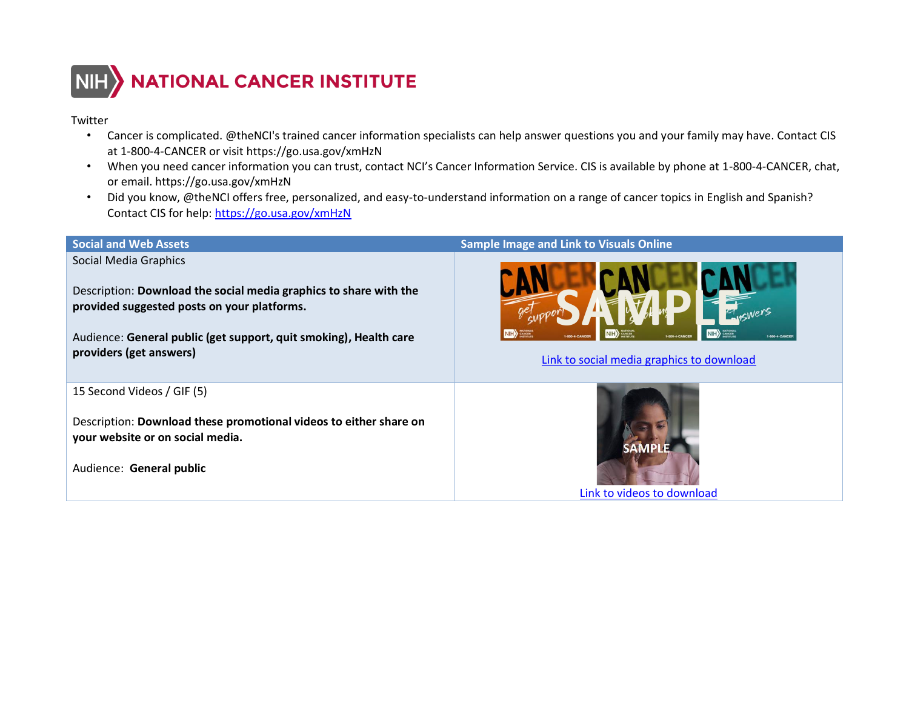# NIH NATIONAL CANCER INSTITUTE

Twitter

- Cancer is complicated. @theNCI's trained cancer information specialists can help answer questions you and your family may have. Contact CIS at 1-800-4-CANCER or visit https://go.usa.gov/xmHzN
- When you need cancer information you can trust, contact NCI's Cancer Information Service. CIS is available by phone at 1-800-4-CANCER, chat, or email. https://go.usa.gov/xmHzN
- Did you know, @theNCI offers free, personalized, and easy-to-understand information on a range of cancer topics in English and Spanish? Contact CIS for help: https://go.usa.gov/xmHzN

| Social and Web Assets | Sample Image and Link to Visuals Online |
|---|---|
| Social Media Graphics<br><br>Description: **Download the social media graphics to share with the provided suggested posts on your platforms.**<br><br>Audience: **General public (get support, quit smoking), Health care providers (get answers)** | Link to social media graphics to download |
| 15 Second Videos / GIF (5)<br><br>Description: **Download these promotional videos to either share on your website or on social media.**<br><br>Audience: **General public** | Link to videos to download |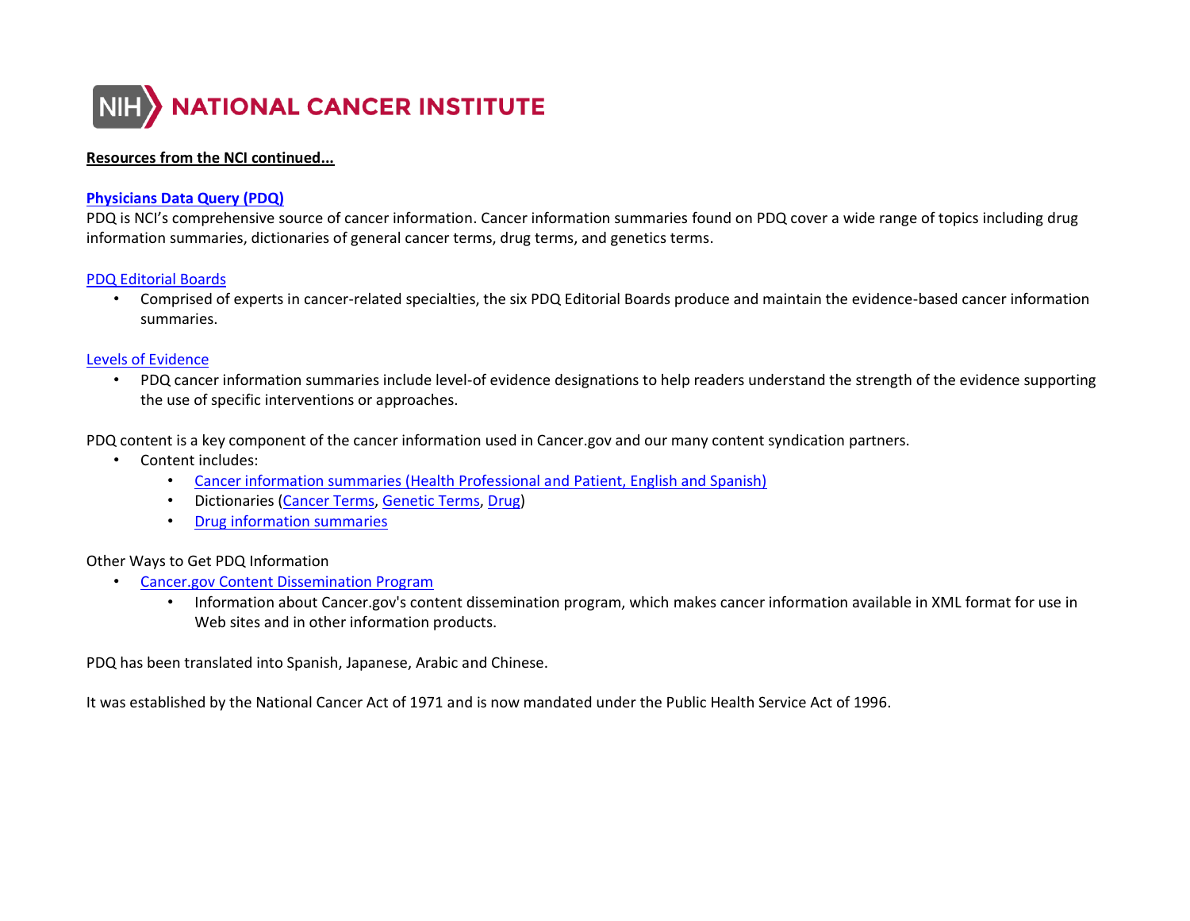NATIONAL CANCER INSTITUTE

**Resources from the NCI continued...**

**Physicians Data Query (PDQ)**

PDQ is NCI's comprehensive source of cancer information. Cancer information summaries found on PDQ cover a wide range of topics including drug information summaries, dictionaries of general cancer terms, drug terms, and genetics terms.

PDQ Editorial Boards

- Comprised of experts in cancer-related specialties, the six PDQ Editorial Boards produce and maintain the evidence-based cancer information summaries.

Levels of Evidence

- PDQ cancer information summaries include level-of evidence designations to help readers understand the strength of the evidence supporting the use of specific interventions or approaches.

PDQ content is a key component of the cancer information used in Cancer.gov and our many content syndication partners.

- Content includes:
  - Cancer information summaries (Health Professional and Patient, English and Spanish)
  - Dictionaries (Cancer Terms, Genetic Terms, Drug)
  - Drug information summaries

Other Ways to Get PDQ Information

- Cancer.gov Content Dissemination Program
  - Information about Cancer.gov's content dissemination program, which makes cancer information available in XML format for use in Web sites and in other information products.

PDQ has been translated into Spanish, Japanese, Arabic and Chinese.

It was established by the National Cancer Act of 1971 and is now mandated under the Public Health Service Act of 1996.